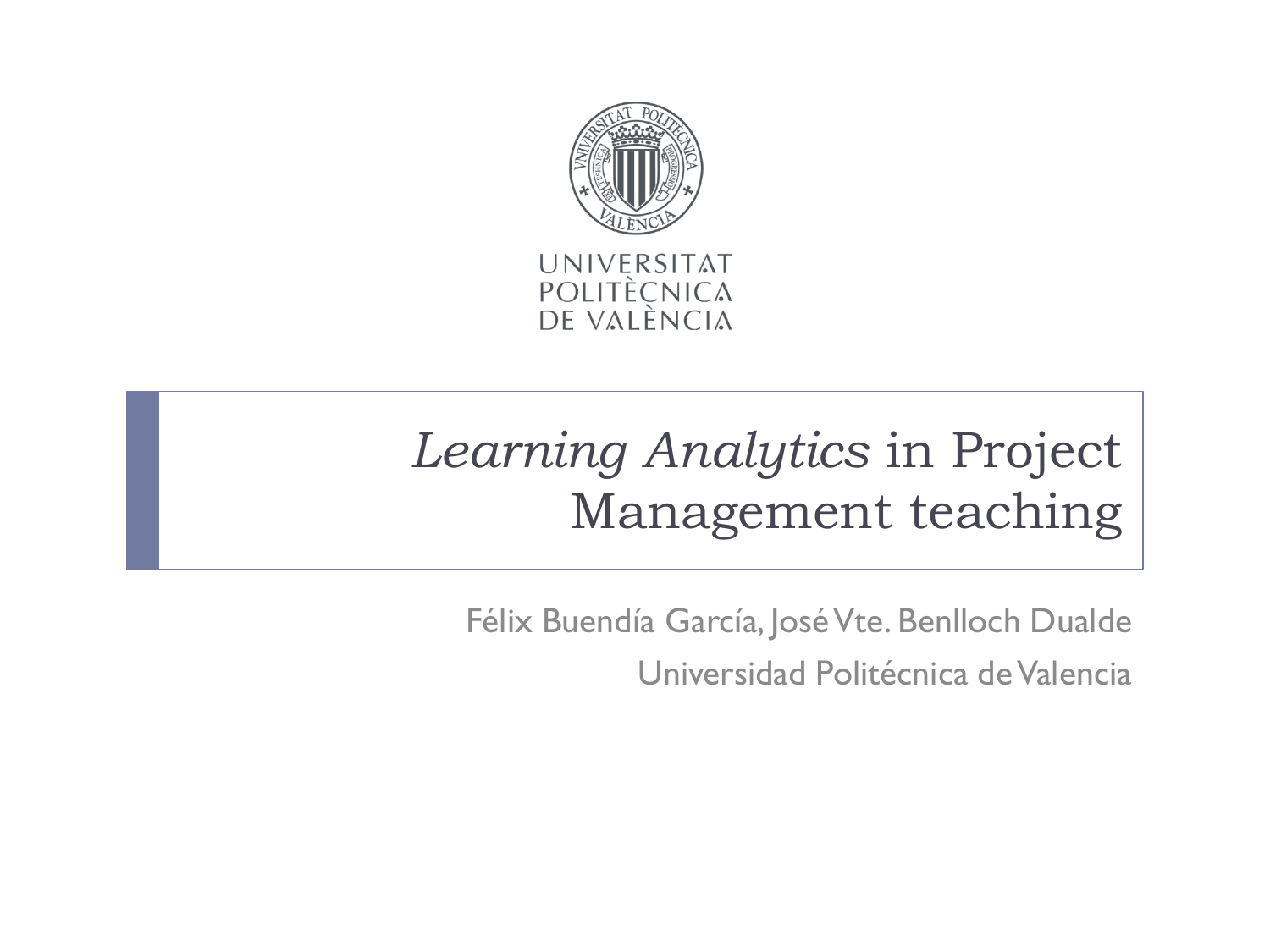UNIVERSITAT POLITÈCNICA DE VALÈNCIA

# *Learning Analytics* in Project Management teaching

Félix Buendía García, José Vte. Benlloch Dualde

Universidad Politécnica de Valencia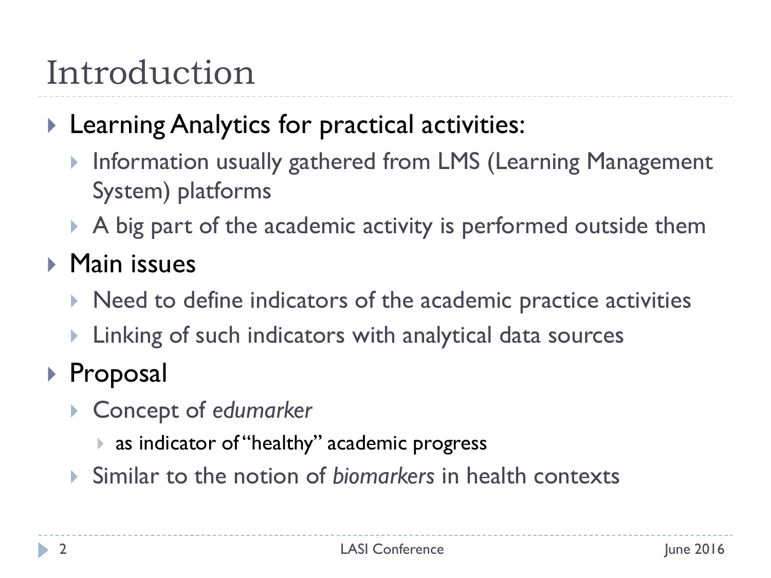# Introduction

- Learning Analytics for practical activities:
  - Information usually gathered from LMS (Learning Management System) platforms
  - A big part of the academic activity is performed outside them
- Main issues
  - Need to define indicators of the academic practice activities
  - Linking of such indicators with analytical data sources
- Proposal
  - Concept of *edumarker*
    - as indicator of "healthy" academic progress
  - Similar to the notion of *biomarkers* in health contexts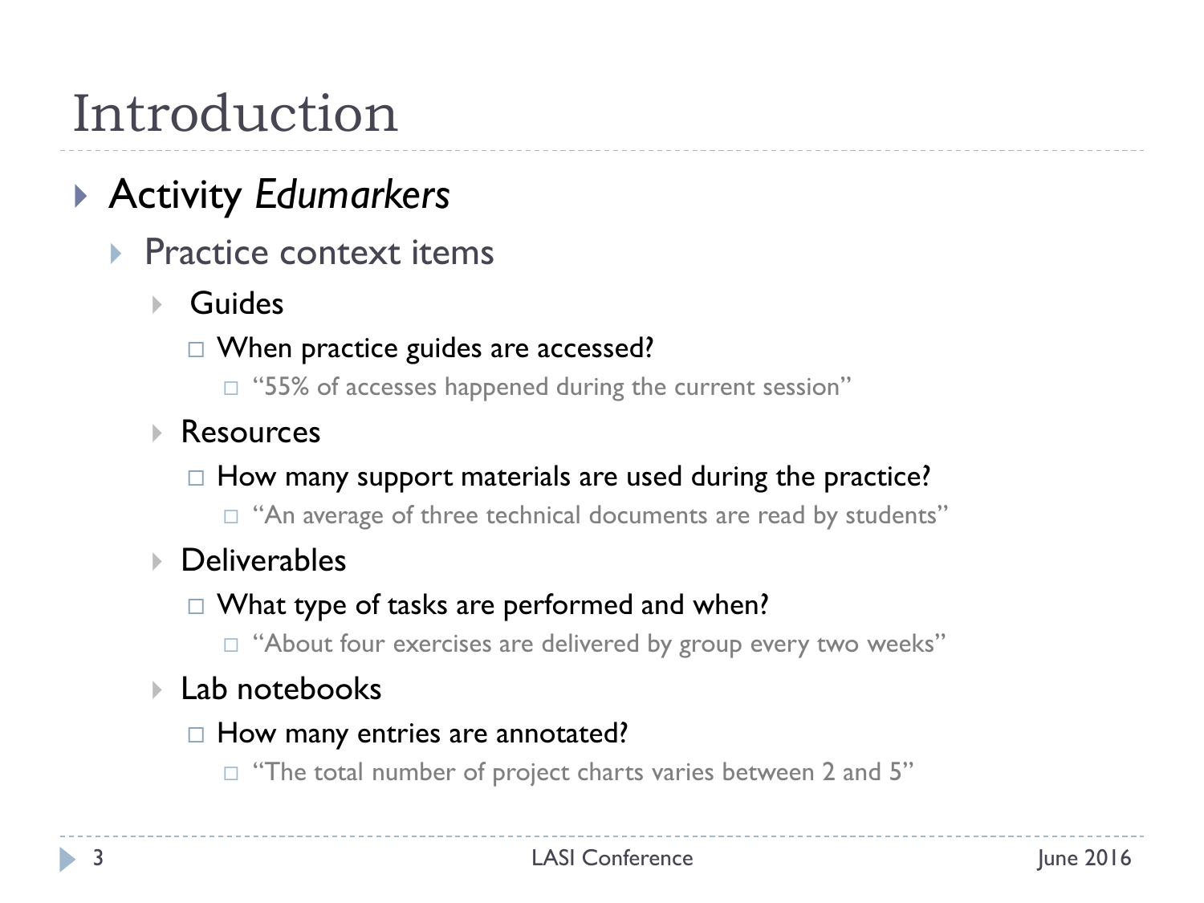# Introduction

- Activity *Edumarkers*
  - Practice context items
    - Guides
      - When practice guides are accessed?
        - "55% of accesses happened during the current session"
    - Resources
      - How many support materials are used during the practice?
        - "An average of three technical documents are read by students"
    - Deliverables
      - What type of tasks are performed and when?
        - "About four exercises are delivered by group every two weeks"
    - Lab notebooks
      - How many entries are annotated?
        - "The total number of project charts varies between 2 and 5"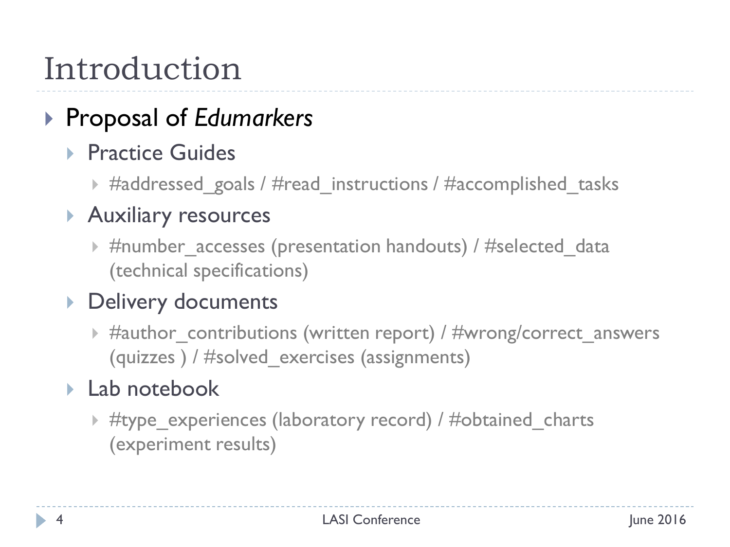# Introduction

- Proposal of *Edumarkers*
  - Practice Guides
    - #addressed_goals / #read_instructions / #accomplished_tasks
  - Auxiliary resources
    - #number_accesses (presentation handouts) / #selected_data (technical specifications)
  - Delivery documents
    - #author_contributions (written report) / #wrong/correct_answers (quizzes ) / #solved_exercises (assignments)
  - Lab notebook
    - #type_experiences (laboratory record) / #obtained_charts (experiment results)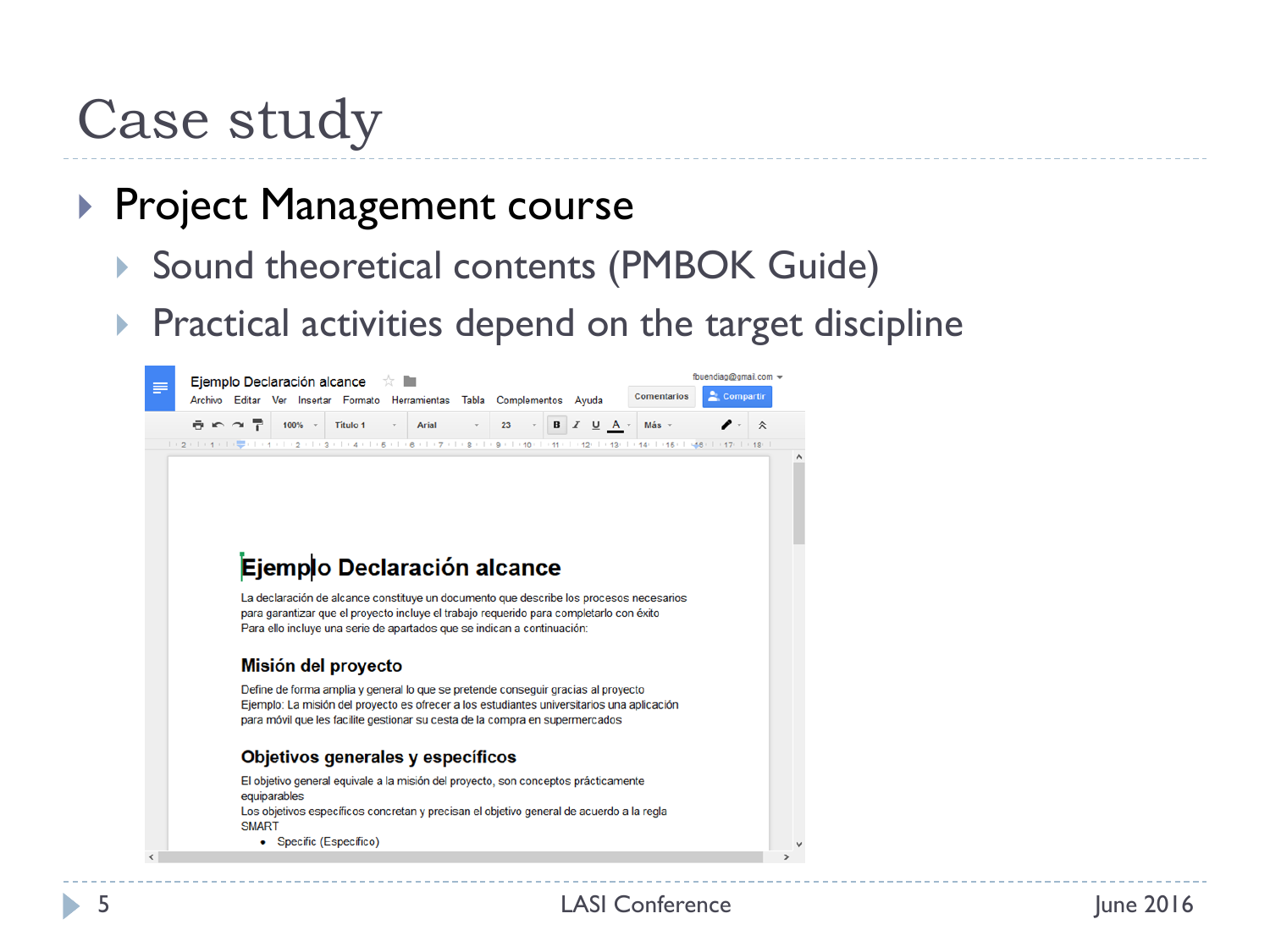# Case study

- Project Management course
  - Sound theoretical contents (PMBOK Guide)
  - Practical activities depend on the target discipline

Ejemplo Declaración alcance

Archivo Editar Ver Insertar Formato Herramientas Tabla Complementos Ayuda

## Ejemplo Declaración alcance

La declaración de alcance constituye un documento que describe los procesos necesarios para garantizar que el proyecto incluye el trabajo requerido para completarlo con éxito
Para ello incluye una serie de apartados que se indican a continuación:

### Misión del proyecto

Define de forma amplia y general lo que se pretende conseguir gracias al proyecto
Ejemplo: La misión del proyecto es ofrecer a los estudiantes universitarios una aplicación para móvil que les facilite gestionar su cesta de la compra en supermercados

### Objetivos generales y específicos

El objetivo general equivale a la misión del proyecto, son conceptos prácticamente equiparables
Los objetivos específicos concretan y precisan el objetivo general de acuerdo a la regla SMART

- Specific (Específico)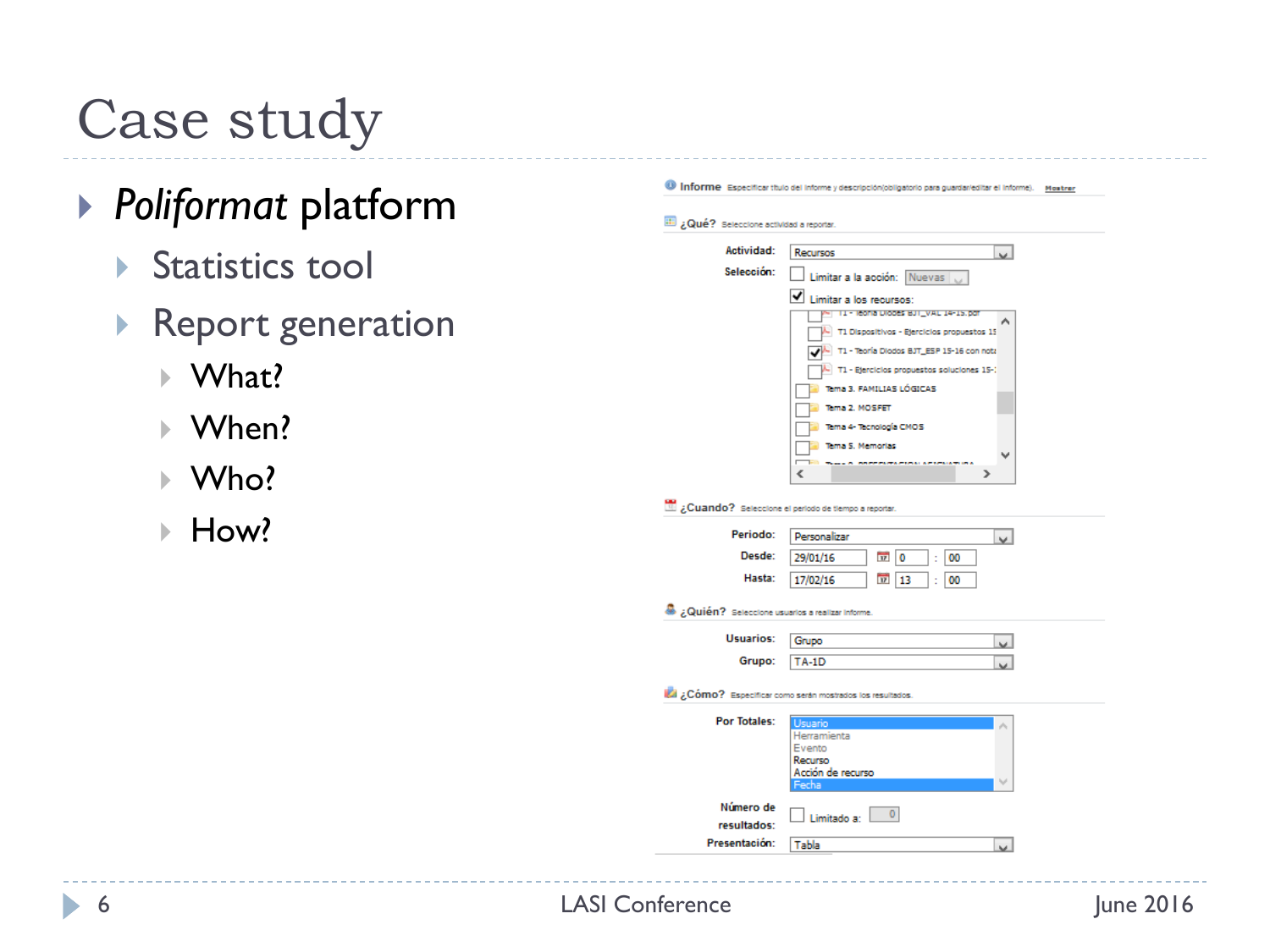# Case study

- *Poliformat* platform
  - Statistics tool
  - Report generation
    - What?
    - When?
    - Who?
    - How?

**Informe** Especificar título del informe y descripción(obligatorio para guardar/editar el informe). Mostrar

**¿Qué?** Seleccione actividad a reportar.

- Actividad: Recursos
- Selección:
  - [ ] Limitar a la acción: Nuevas
  - [x] Limitar a los recursos:
    - [ ] T1 - Teoría Diodos BJT_VAL 14-15.pdf
    - [ ] T1 Dispositivos - Ejercicios propuestos 15
    - [x] T1 - Teoría Diodos BJT_ESP 15-16 con nota
    - [ ] T1 - Ejercicios propuestos soluciones 15-
    - [ ] Tema 3. FAMILIAS LÓGICAS
    - [ ] Tema 2. MOSFET
    - [ ] Tema 4- Tecnología CMOS
    - [ ] Tema 5. Memorias
    - [ ] Tema 0. PRESENTACION ASIGNATURA

**¿Cuando?** Seleccione el periodo de tiempo a reportar.

- Periodo: Personalizar
- Desde: 29/01/16 0 : 00
- Hasta: 17/02/16 13 : 00

**¿Quién?** Seleccione usuarios a realizar informe.

- Usuarios: Grupo
- Grupo: TA-1D

**¿Cómo?** Especificar como serán mostrados los resultados.

- Por Totales: Usuario, Herramienta, Evento, Recurso, Acción de recurso, Fecha
- Número de resultados: [ ] Limitado a: 0
- Presentación: Tabla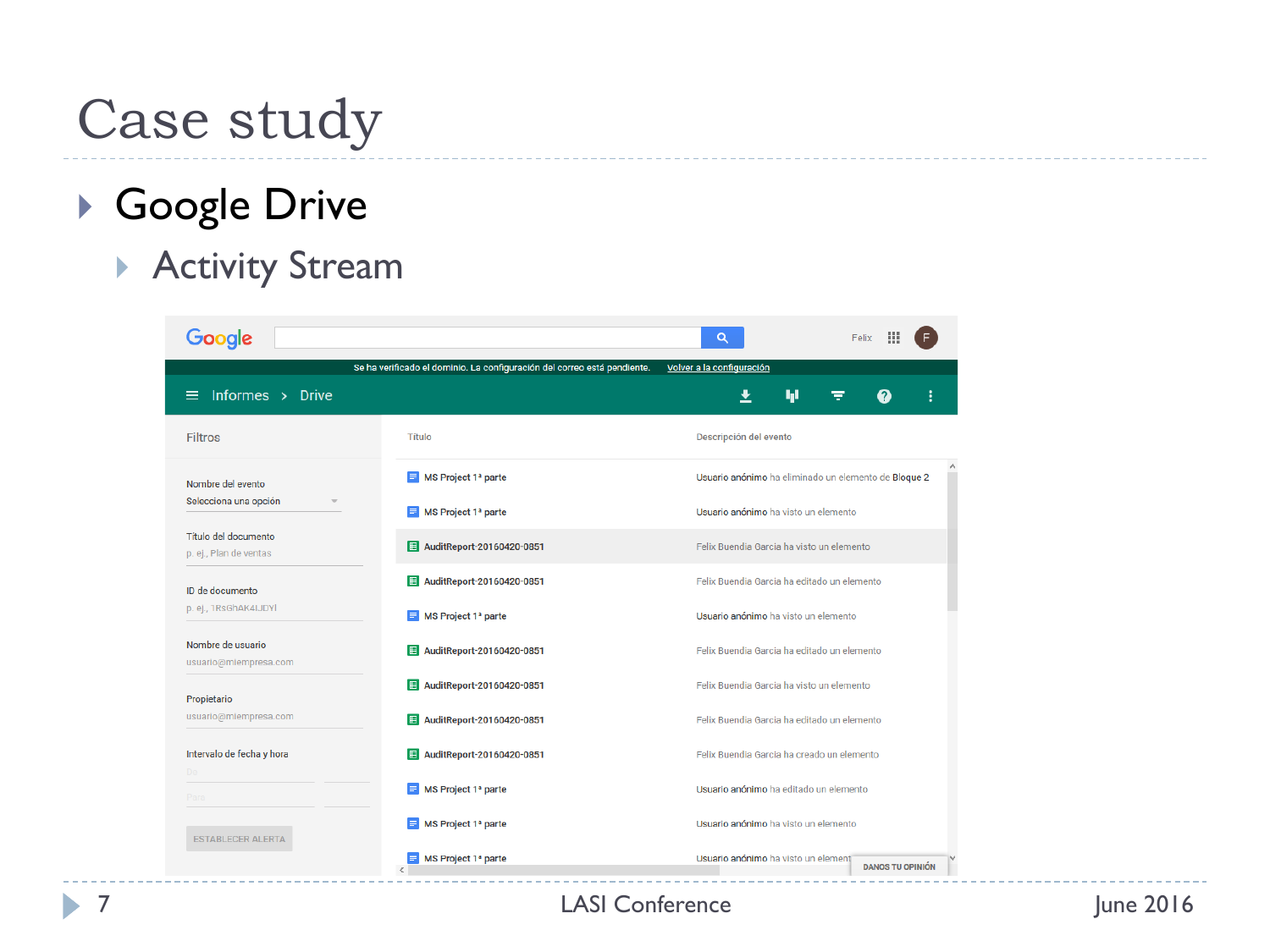# Case study

- Google Drive
  - Activity Stream

Google

Felix

Se ha verificado el dominio. La configuración del correo está pendiente. Volver a la configuración

Informes > Drive

**Filtros**

Nombre del evento
Selecciona una opción

Título del documento
p. ej., Plan de ventas

ID de documento
p. ej., 1RsGhAK4lJDYl

Nombre de usuario
usuario@miempresa.com

Propietario
usuario@miempresa.com

Intervalo de fecha y hora

ESTABLECER ALERTA

| Título | Descripción del evento |
| --- | --- |
| MS Project 1ª parte | Usuario anónimo ha eliminado un elemento de Bloque 2 |
| MS Project 1ª parte | Usuario anónimo ha visto un elemento |
| AuditReport-20160420-0851 | Felix Buendia Garcia ha visto un elemento |
| AuditReport-20160420-0851 | Felix Buendia Garcia ha editado un elemento |
| MS Project 1ª parte | Usuario anónimo ha visto un elemento |
| AuditReport-20160420-0851 | Felix Buendia Garcia ha editado un elemento |
| AuditReport-20160420-0851 | Felix Buendia Garcia ha visto un elemento |
| AuditReport-20160420-0851 | Felix Buendia Garcia ha editado un elemento |
| AuditReport-20160420-0851 | Felix Buendia Garcia ha creado un elemento |
| MS Project 1ª parte | Usuario anónimo ha editado un elemento |
| MS Project 1ª parte | Usuario anónimo ha visto un elemento |
| MS Project 1ª parte | Usuario anónimo ha visto un element |

DANOS TU OPINIÓN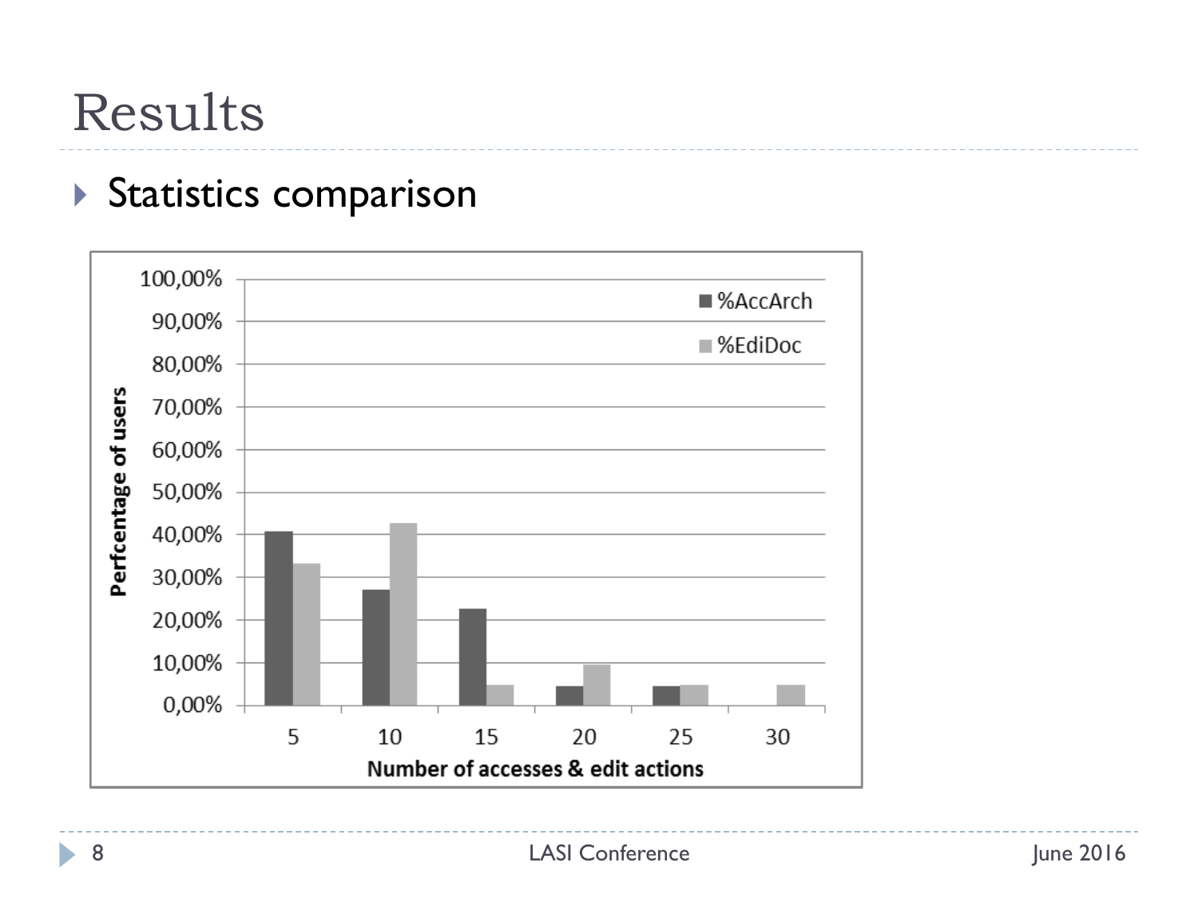# Results

- Statistics comparison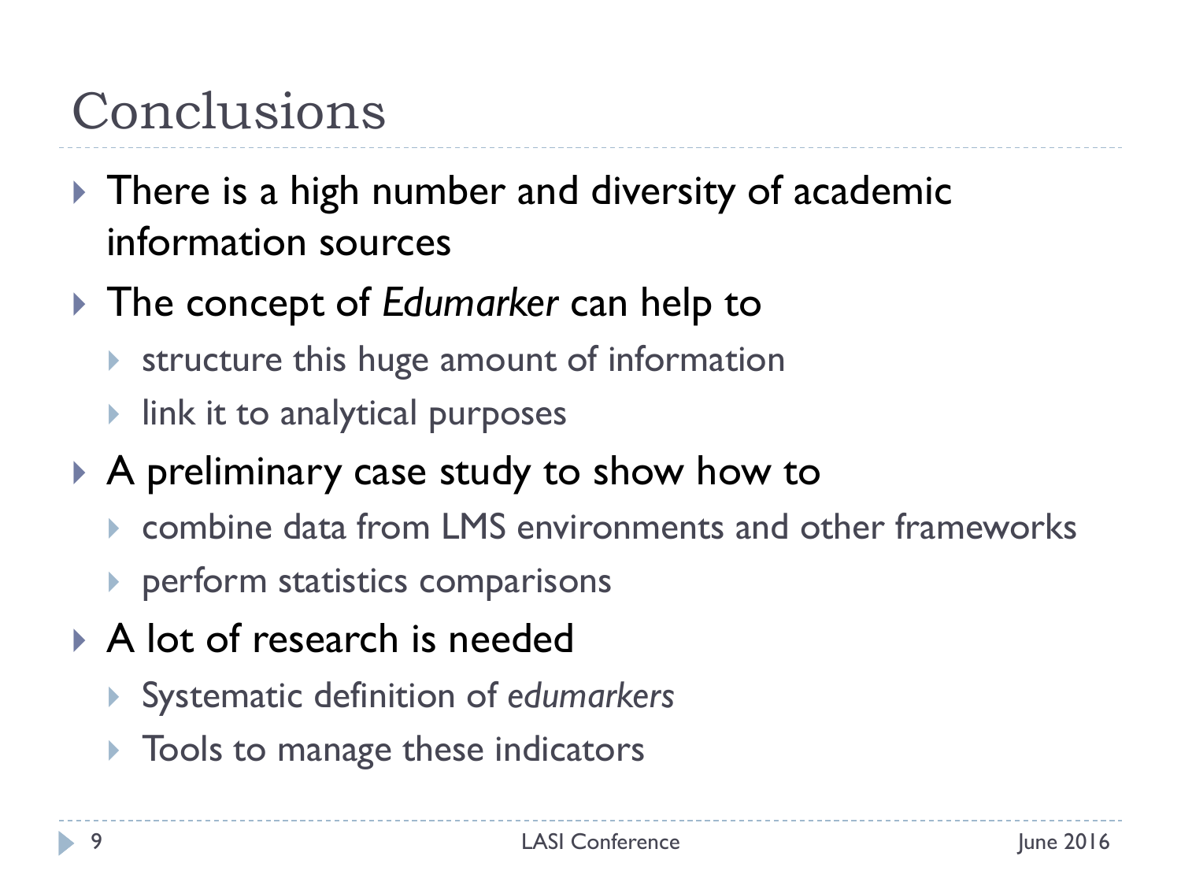# Conclusions

- There is a high number and diversity of academic information sources
- The concept of *Edumarker* can help to
  - structure this huge amount of information
  - link it to analytical purposes
- A preliminary case study to show how to
  - combine data from LMS environments and other frameworks
  - perform statistics comparisons
- A lot of research is needed
  - Systematic definition of *edumarkers*
  - Tools to manage these indicators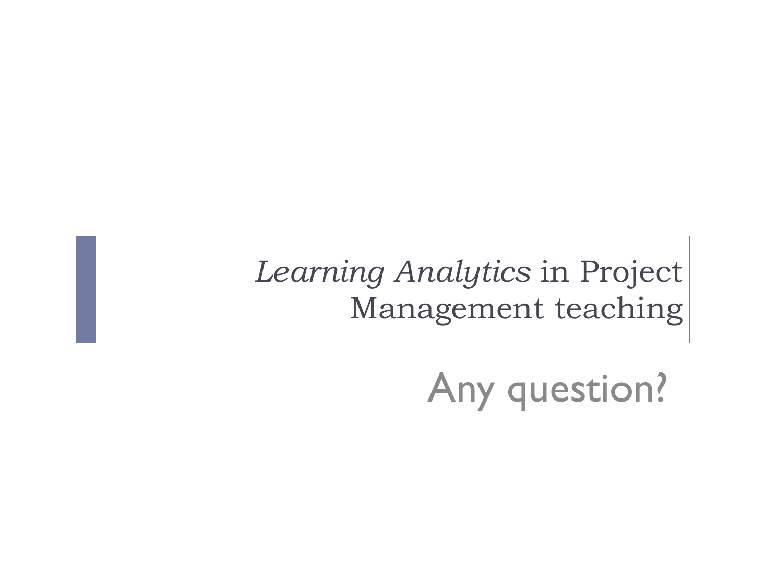# *Learning Analytics* in Project Management teaching

Any question?